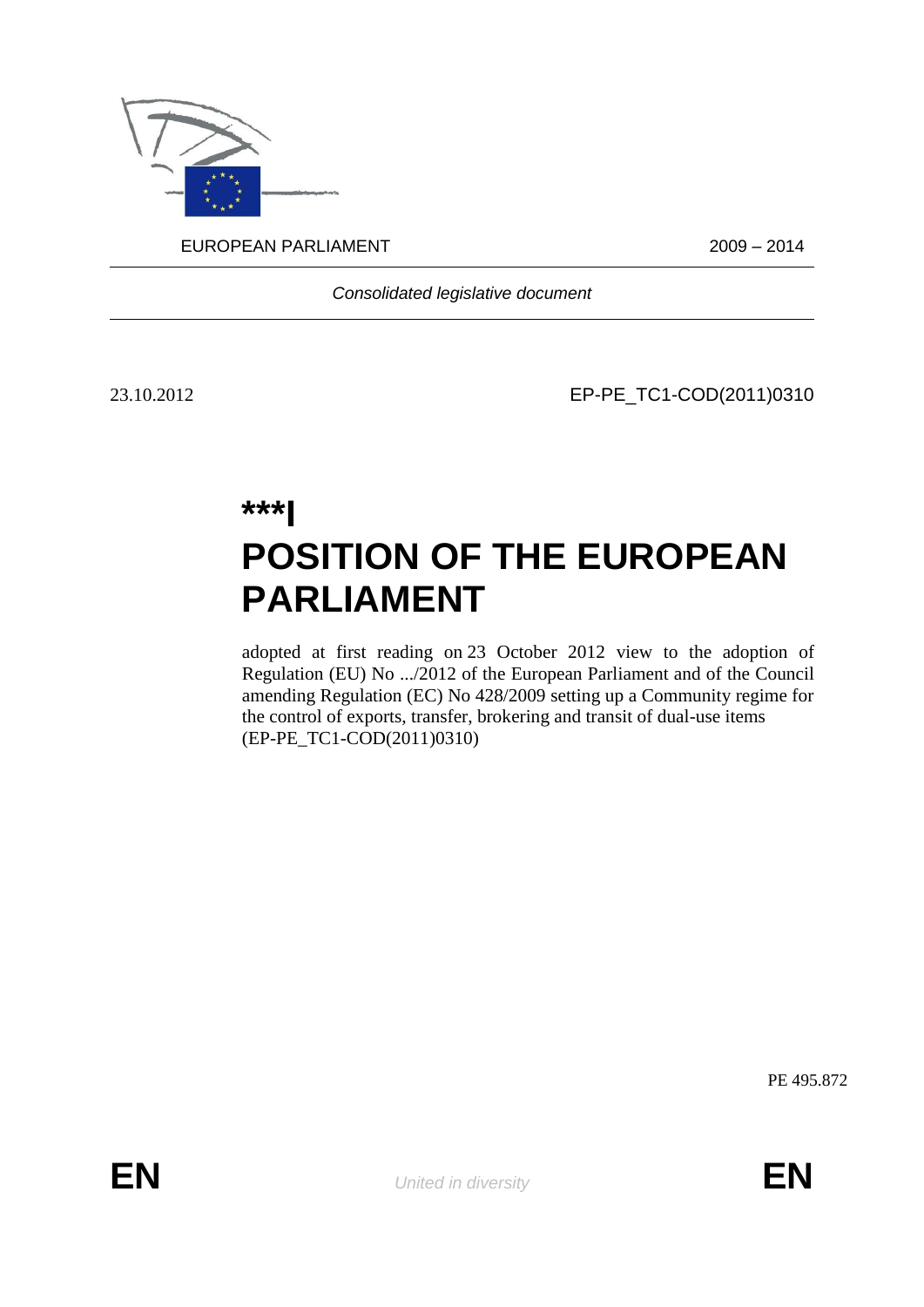EUROPEAN PARLIAMENT 2009 – 2014

*Consolidated legislative document*

23.10.2012 EP-PE_TC1-COD(2011)0310

# ***I POSITION OF THE EUROPEAN PARLIAMENT

adopted at first reading on 23 October 2012 view to the adoption of Regulation (EU) No .../2012 of the European Parliament and of the Council amending Regulation (EC) No 428/2009 setting up a Community regime for the control of exports, transfer, brokering and transit of dual-use items (EP-PE_TC1-COD(2011)0310)

PE 495.872

EN *United in diversity* EN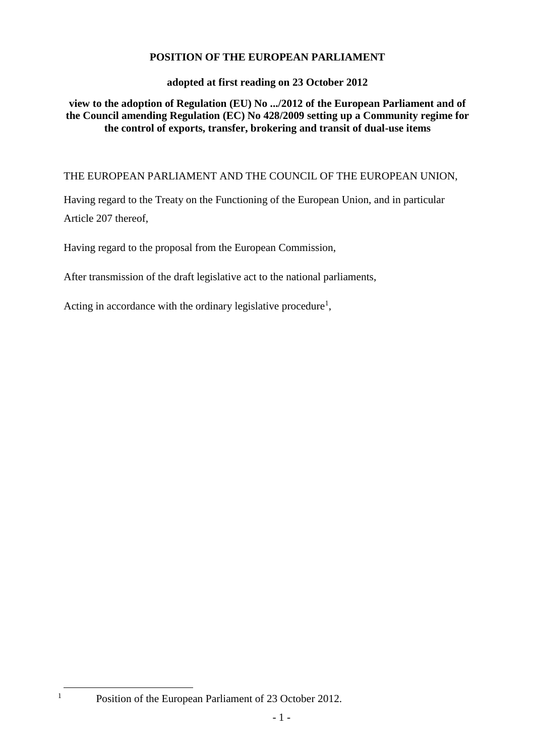**POSITION OF THE EUROPEAN PARLIAMENT**

**adopted at first reading on 23 October 2012**

**view to the adoption of Regulation (EU) No .../2012 of the European Parliament and of the Council amending Regulation (EC) No 428/2009 setting up a Community regime for the control of exports, transfer, brokering and transit of dual-use items**

THE EUROPEAN PARLIAMENT AND THE COUNCIL OF THE EUROPEAN UNION,

Having regard to the Treaty on the Functioning of the European Union, and in particular Article 207 thereof,

Having regard to the proposal from the European Commission,

After transmission of the draft legislative act to the national parliaments,

Acting in accordance with the ordinary legislative procedure[1],

[1] Position of the European Parliament of 23 October 2012.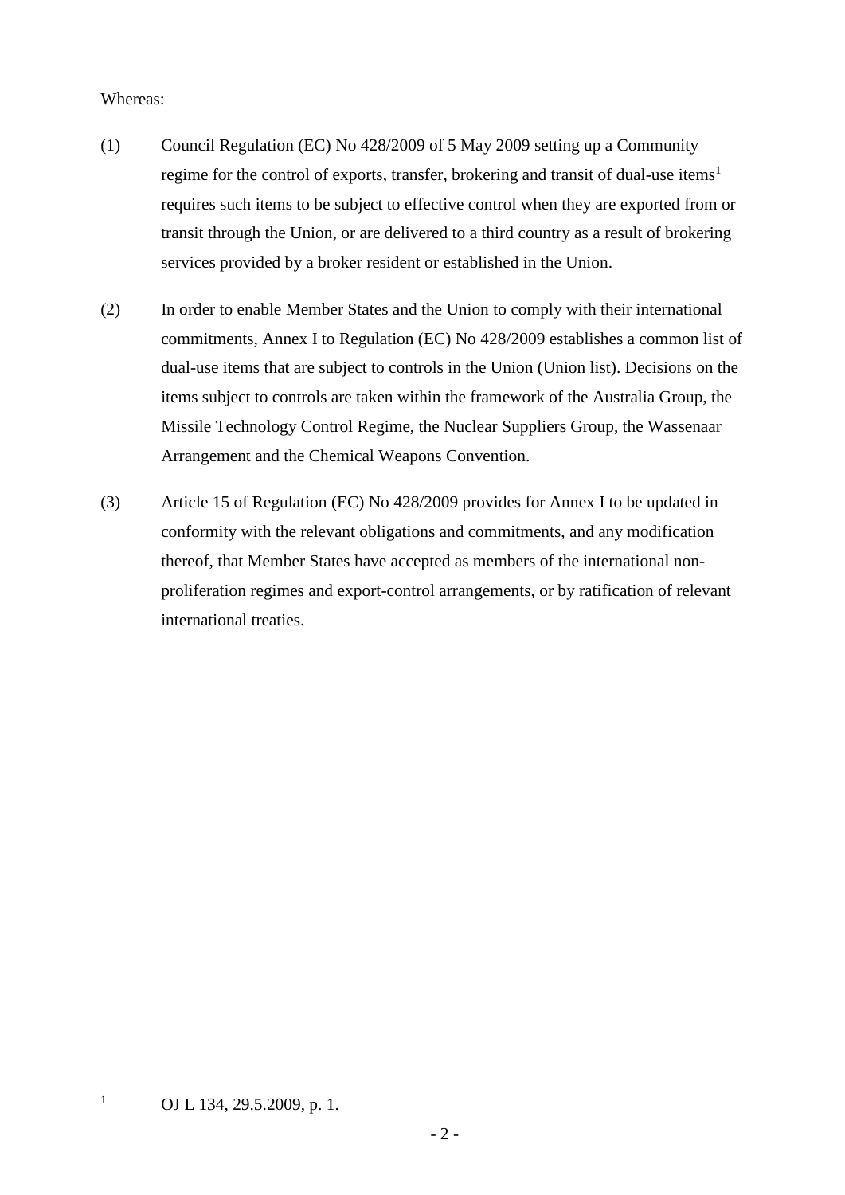Whereas:

(1) Council Regulation (EC) No 428/2009 of 5 May 2009 setting up a Community regime for the control of exports, transfer, brokering and transit of dual-use items[1] requires such items to be subject to effective control when they are exported from or transit through the Union, or are delivered to a third country as a result of brokering services provided by a broker resident or established in the Union.

(2) In order to enable Member States and the Union to comply with their international commitments, Annex I to Regulation (EC) No 428/2009 establishes a common list of dual-use items that are subject to controls in the Union (Union list). Decisions on the items subject to controls are taken within the framework of the Australia Group, the Missile Technology Control Regime, the Nuclear Suppliers Group, the Wassenaar Arrangement and the Chemical Weapons Convention.

(3) Article 15 of Regulation (EC) No 428/2009 provides for Annex I to be updated in conformity with the relevant obligations and commitments, and any modification thereof, that Member States have accepted as members of the international non-proliferation regimes and export-control arrangements, or by ratification of relevant international treaties.

---

[1] OJ L 134, 29.5.2009, p. 1.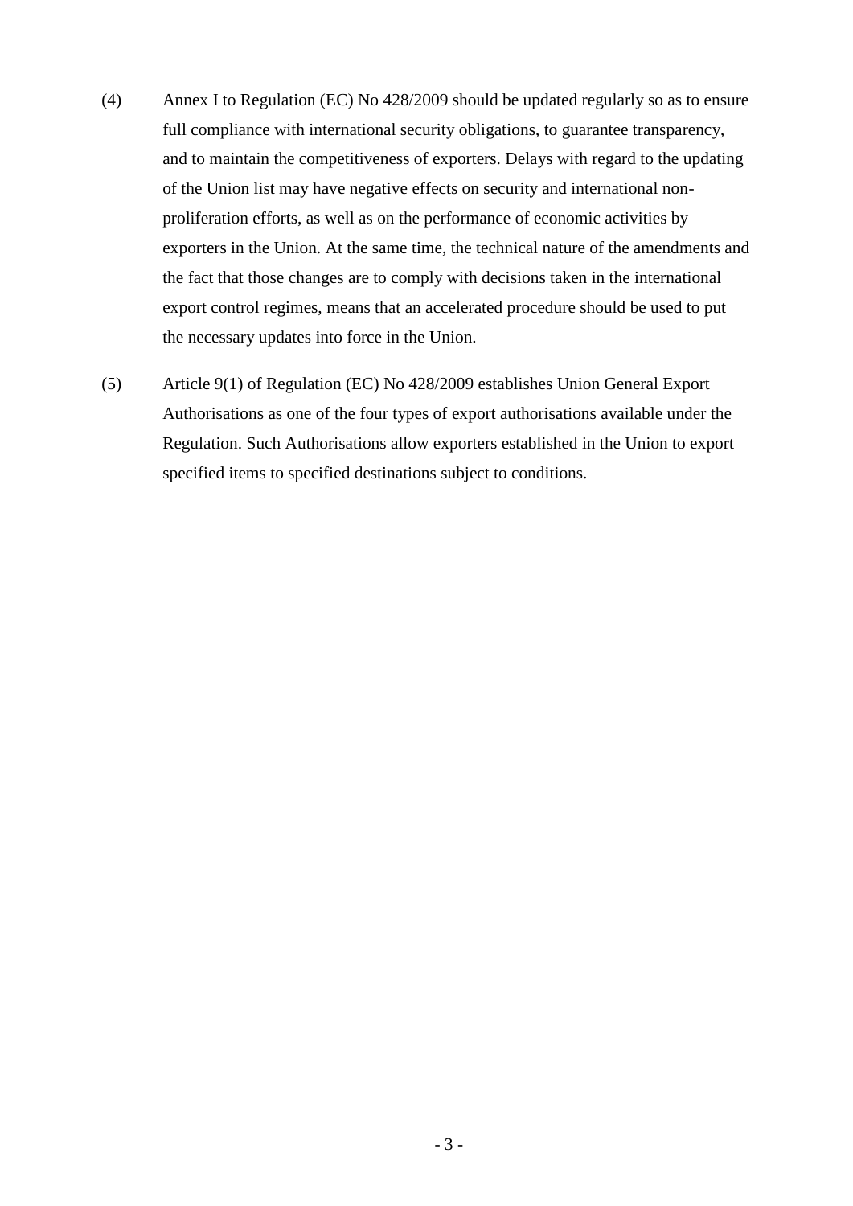(4) Annex I to Regulation (EC) No 428/2009 should be updated regularly so as to ensure full compliance with international security obligations, to guarantee transparency, and to maintain the competitiveness of exporters. Delays with regard to the updating of the Union list may have negative effects on security and international non-proliferation efforts, as well as on the performance of economic activities by exporters in the Union. At the same time, the technical nature of the amendments and the fact that those changes are to comply with decisions taken in the international export control regimes, means that an accelerated procedure should be used to put the necessary updates into force in the Union.

(5) Article 9(1) of Regulation (EC) No 428/2009 establishes Union General Export Authorisations as one of the four types of export authorisations available under the Regulation. Such Authorisations allow exporters established in the Union to export specified items to specified destinations subject to conditions.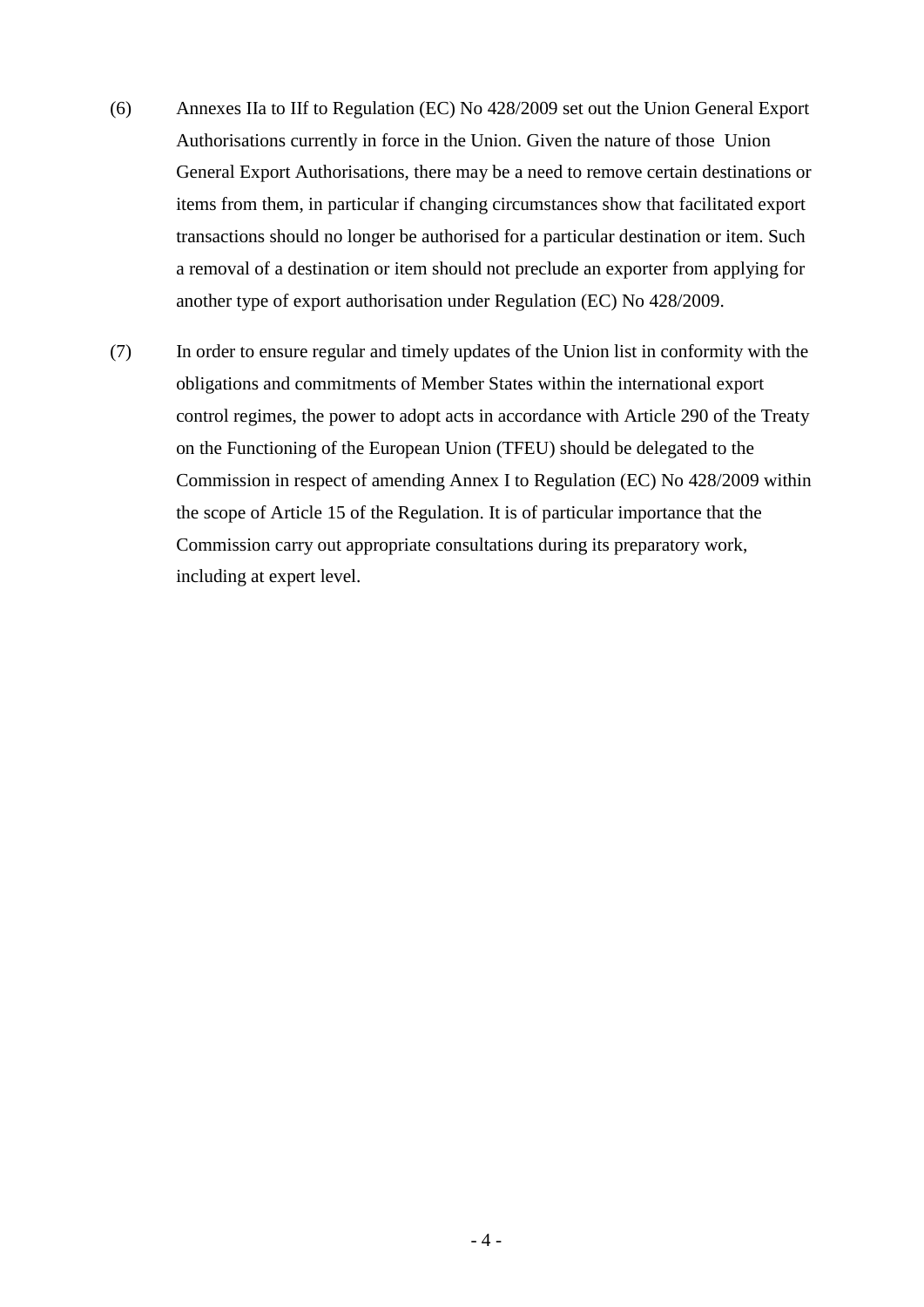(6) Annexes IIa to IIf to Regulation (EC) No 428/2009 set out the Union General Export Authorisations currently in force in the Union. Given the nature of those Union General Export Authorisations, there may be a need to remove certain destinations or items from them, in particular if changing circumstances show that facilitated export transactions should no longer be authorised for a particular destination or item. Such a removal of a destination or item should not preclude an exporter from applying for another type of export authorisation under Regulation (EC) No 428/2009.

(7) In order to ensure regular and timely updates of the Union list in conformity with the obligations and commitments of Member States within the international export control regimes, the power to adopt acts in accordance with Article 290 of the Treaty on the Functioning of the European Union (TFEU) should be delegated to the Commission in respect of amending Annex I to Regulation (EC) No 428/2009 within the scope of Article 15 of the Regulation. It is of particular importance that the Commission carry out appropriate consultations during its preparatory work, including at expert level.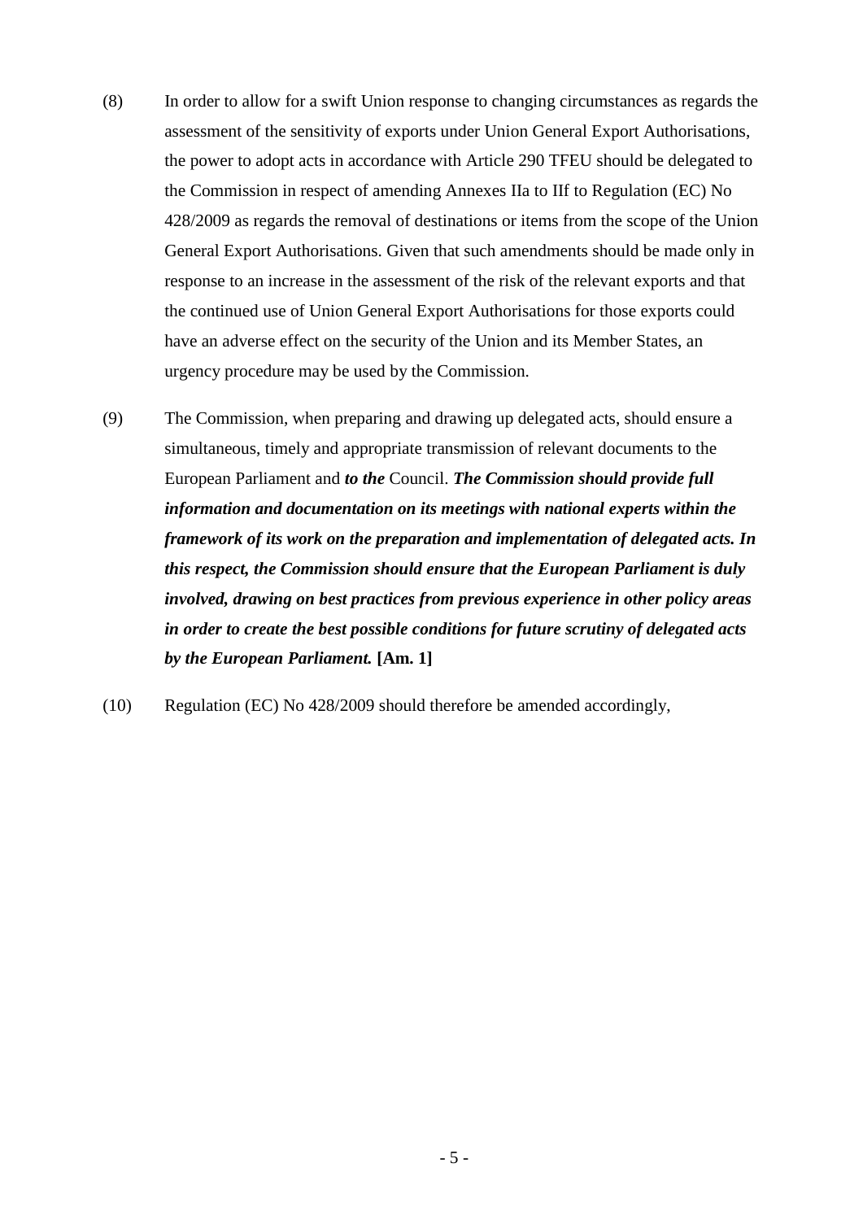(8) In order to allow for a swift Union response to changing circumstances as regards the assessment of the sensitivity of exports under Union General Export Authorisations, the power to adopt acts in accordance with Article 290 TFEU should be delegated to the Commission in respect of amending Annexes IIa to IIf to Regulation (EC) No 428/2009 as regards the removal of destinations or items from the scope of the Union General Export Authorisations. Given that such amendments should be made only in response to an increase in the assessment of the risk of the relevant exports and that the continued use of Union General Export Authorisations for those exports could have an adverse effect on the security of the Union and its Member States, an urgency procedure may be used by the Commission.

(9) The Commission, when preparing and drawing up delegated acts, should ensure a simultaneous, timely and appropriate transmission of relevant documents to the European Parliament and ***to the*** Council. ***The Commission should provide full information and documentation on its meetings with national experts within the framework of its work on the preparation and implementation of delegated acts. In this respect, the Commission should ensure that the European Parliament is duly involved, drawing on best practices from previous experience in other policy areas in order to create the best possible conditions for future scrutiny of delegated acts by the European Parliament.*** **[Am. 1]**

(10) Regulation (EC) No 428/2009 should therefore be amended accordingly,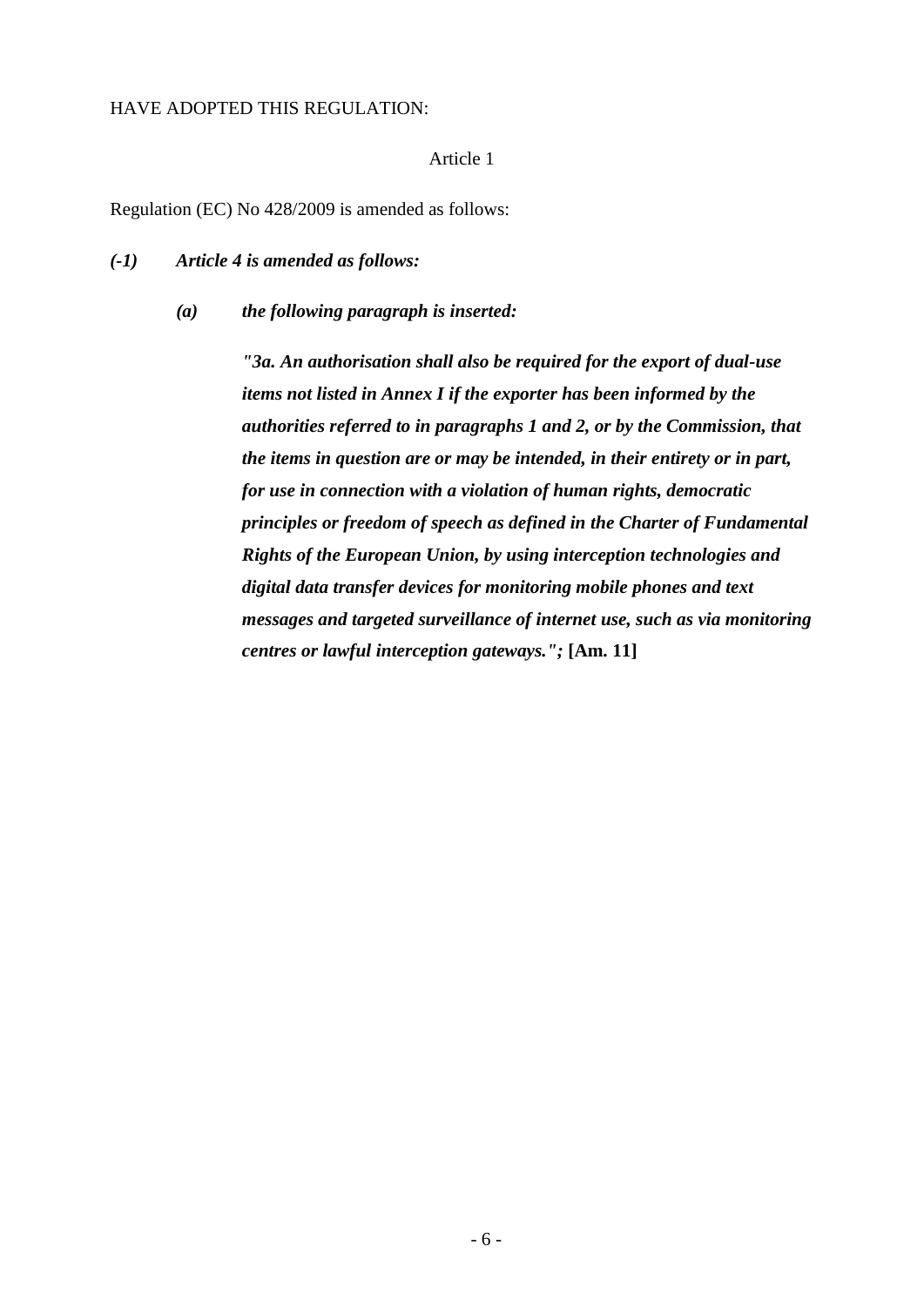HAVE ADOPTED THIS REGULATION:

Article 1

Regulation (EC) No 428/2009 is amended as follows:

***(-1) Article 4 is amended as follows:***

***(a) the following paragraph is inserted:***

***"3a. An authorisation shall also be required for the export of dual-use items not listed in Annex I if the exporter has been informed by the authorities referred to in paragraphs 1 and 2, or by the Commission, that the items in question are or may be intended, in their entirety or in part, for use in connection with a violation of human rights, democratic principles or freedom of speech as defined in the Charter of Fundamental Rights of the European Union, by using interception technologies and digital data transfer devices for monitoring mobile phones and text messages and targeted surveillance of internet use, such as via monitoring centres or lawful interception gateways.";*** **[Am. 11]**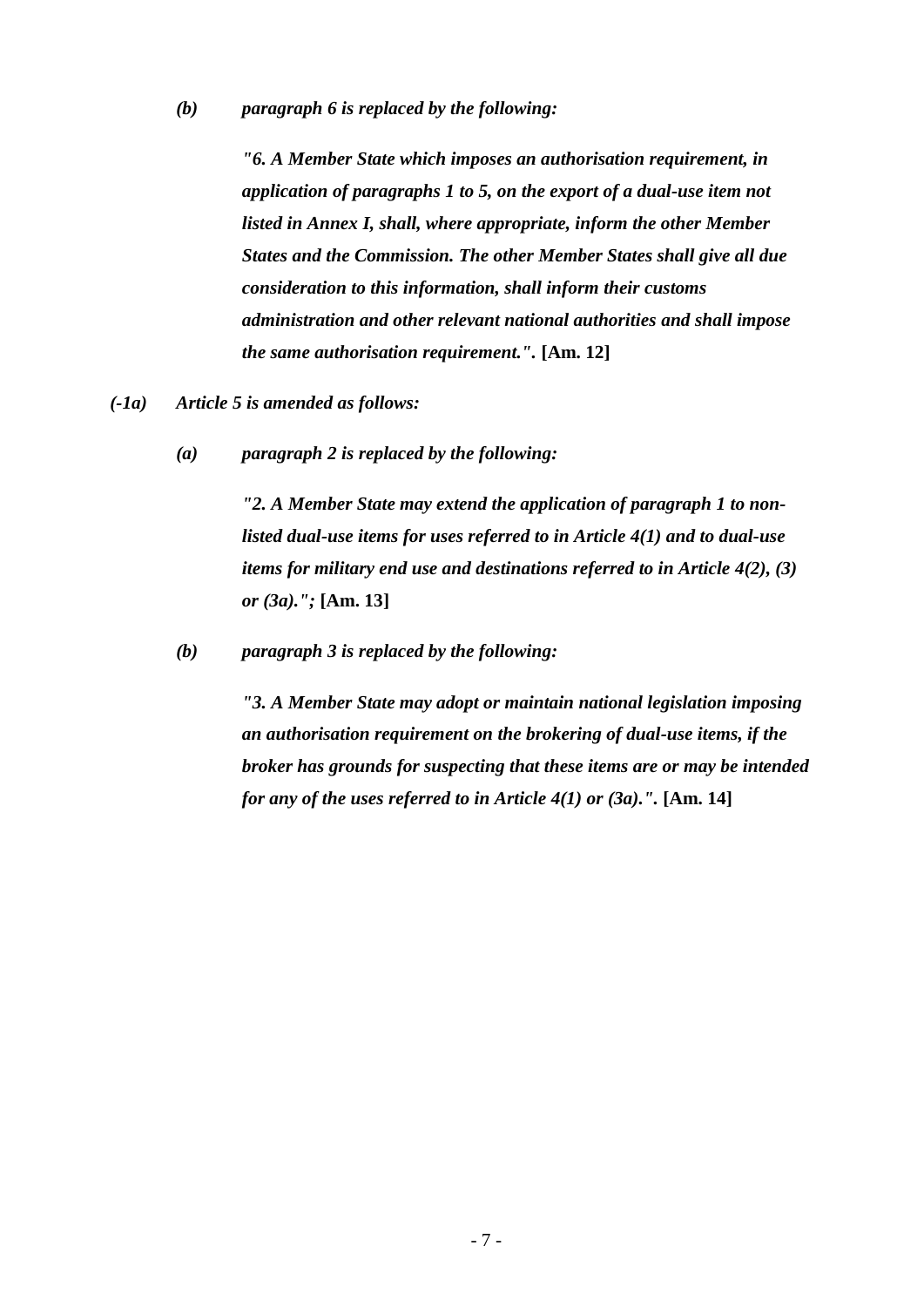*(b) paragraph 6 is replaced by the following:*

*"6. A Member State which imposes an authorisation requirement, in application of paragraphs 1 to 5, on the export of a dual-use item not listed in Annex I, shall, where appropriate, inform the other Member States and the Commission. The other Member States shall give all due consideration to this information, shall inform their customs administration and other relevant national authorities and shall impose the same authorisation requirement.".* **[Am. 12]**

*(-1a) Article 5 is amended as follows:*

*(a) paragraph 2 is replaced by the following:*

*"2. A Member State may extend the application of paragraph 1 to non-listed dual-use items for uses referred to in Article 4(1) and to dual-use items for military end use and destinations referred to in Article 4(2), (3) or (3a).";* **[Am. 13]**

*(b) paragraph 3 is replaced by the following:*

*"3. A Member State may adopt or maintain national legislation imposing an authorisation requirement on the brokering of dual-use items, if the broker has grounds for suspecting that these items are or may be intended for any of the uses referred to in Article 4(1) or (3a).".* **[Am. 14]**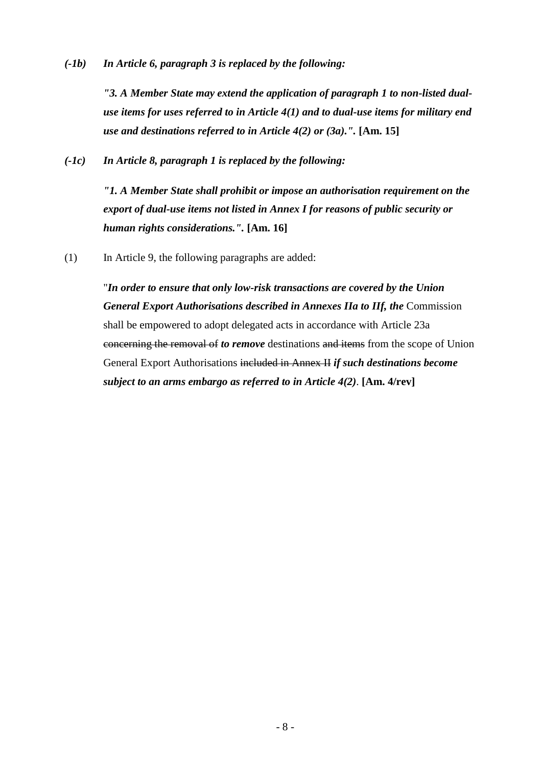*(-1b)* ***In Article 6, paragraph 3 is replaced by the following:***

***"3. A Member State may extend the application of paragraph 1 to non-listed dual-use items for uses referred to in Article 4(1) and to dual-use items for military end use and destinations referred to in Article 4(2) or (3a).".*** **[Am. 15]**

*(-1c)* ***In Article 8, paragraph 1 is replaced by the following:***

***"1. A Member State shall prohibit or impose an authorisation requirement on the export of dual-use items not listed in Annex I for reasons of public security or human rights considerations.".*** **[Am. 16]**

(1) In Article 9, the following paragraphs are added:

"***In order to ensure that only low-risk transactions are covered by the Union General Export Authorisations described in Annexes IIa to IIf, the*** Commission shall be empowered to adopt delegated acts in accordance with Article 23a ~~concerning the removal of~~ ***to remove*** destinations ~~and items~~ from the scope of Union General Export Authorisations ~~included in Annex II~~ ***if such destinations become subject to an arms embargo as referred to in Article 4(2)***. **[Am. 4/rev]**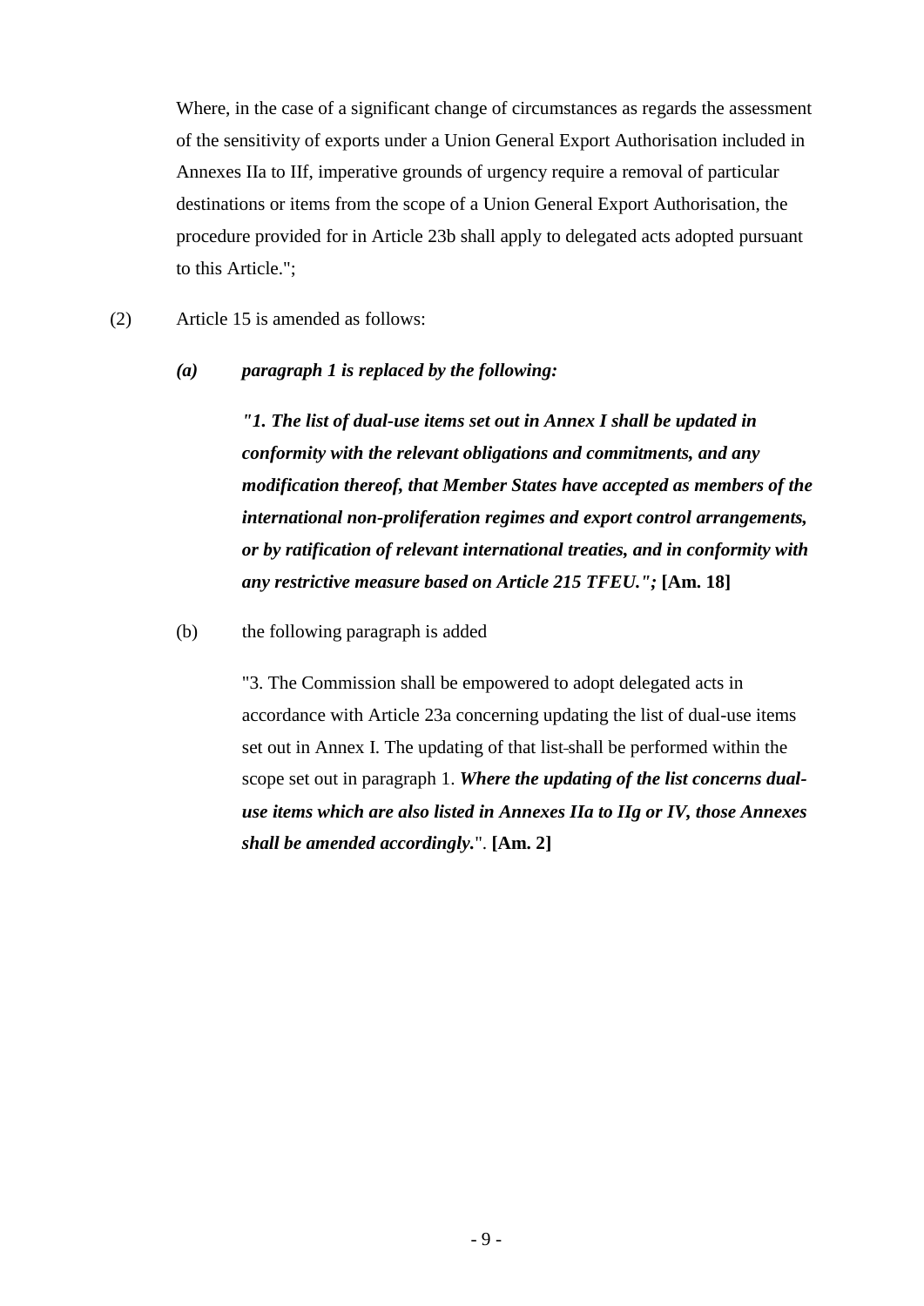Where, in the case of a significant change of circumstances as regards the assessment of the sensitivity of exports under a Union General Export Authorisation included in Annexes IIa to IIf, imperative grounds of urgency require a removal of particular destinations or items from the scope of a Union General Export Authorisation, the procedure provided for in Article 23b shall apply to delegated acts adopted pursuant to this Article.";

(2) Article 15 is amended as follows:

***(a) paragraph 1 is replaced by the following:***

***"1. The list of dual-use items set out in Annex I shall be updated in conformity with the relevant obligations and commitments, and any modification thereof, that Member States have accepted as members of the international non-proliferation regimes and export control arrangements, or by ratification of relevant international treaties, and in conformity with any restrictive measure based on Article 215 TFEU.";*** **[Am. 18]**

(b) the following paragraph is added

"3. The Commission shall be empowered to adopt delegated acts in accordance with Article 23a concerning updating the list of dual-use items set out in Annex I. The updating of that list shall be performed within the scope set out in paragraph 1. ***Where the updating of the list concerns dual-use items which are also listed in Annexes IIa to IIg or IV, those Annexes shall be amended accordingly.***". **[Am. 2]**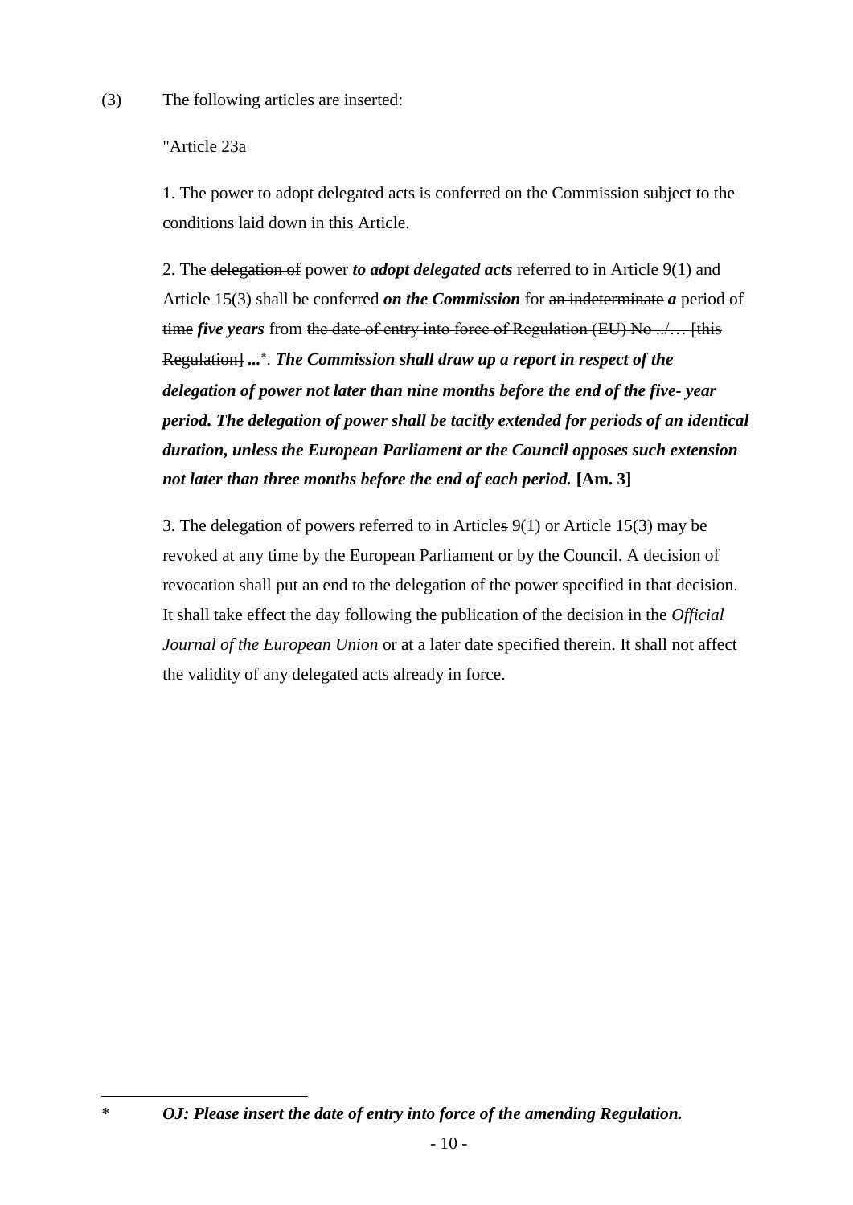(3) The following articles are inserted:

"Article 23a

1. The power to adopt delegated acts is conferred on the Commission subject to the conditions laid down in this Article.

2. The ~~delegation of~~ power ***to adopt delegated acts*** referred to in Article 9(1) and Article 15(3) shall be conferred ***on the Commission*** for ~~an indeterminate~~ ***a*** period of ~~time~~ ***five years*** from ~~the date of entry into force of Regulation (EU) No ../… [this Regulation]~~ ***...****. ***The Commission shall draw up a report in respect of the delegation of power not later than nine months before the end of the five- year period. The delegation of power shall be tacitly extended for periods of an identical duration, unless the European Parliament or the Council opposes such extension not later than three months before the end of each period.*** **[Am. 3]**

3. The delegation of powers referred to in Article~~s~~ 9(1) or Article 15(3) may be revoked at any time by the European Parliament or by the Council. A decision of revocation shall put an end to the delegation of the power specified in that decision. It shall take effect the day following the publication of the decision in the *Official Journal of the European Union* or at a later date specified therein. It shall not affect the validity of any delegated acts already in force.

---

\* ***OJ: Please insert the date of entry into force of the amending Regulation.***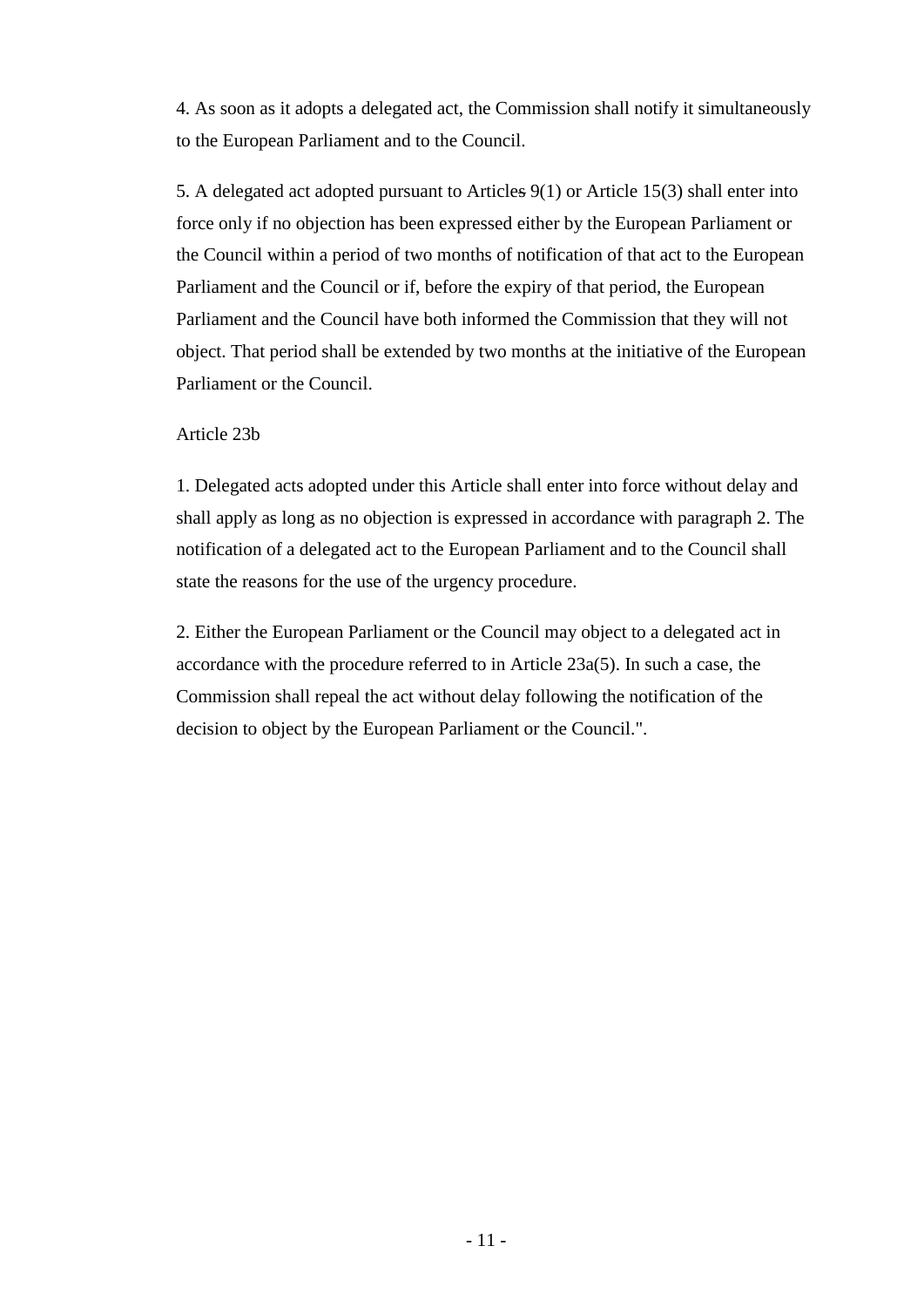4. As soon as it adopts a delegated act, the Commission shall notify it simultaneously to the European Parliament and to the Council.

5. A delegated act adopted pursuant to Articles 9(1) or Article 15(3) shall enter into force only if no objection has been expressed either by the European Parliament or the Council within a period of two months of notification of that act to the European Parliament and the Council or if, before the expiry of that period, the European Parliament and the Council have both informed the Commission that they will not object. That period shall be extended by two months at the initiative of the European Parliament or the Council.

Article 23b

1. Delegated acts adopted under this Article shall enter into force without delay and shall apply as long as no objection is expressed in accordance with paragraph 2. The notification of a delegated act to the European Parliament and to the Council shall state the reasons for the use of the urgency procedure.

2. Either the European Parliament or the Council may object to a delegated act in accordance with the procedure referred to in Article 23a(5). In such a case, the Commission shall repeal the act without delay following the notification of the decision to object by the European Parliament or the Council.".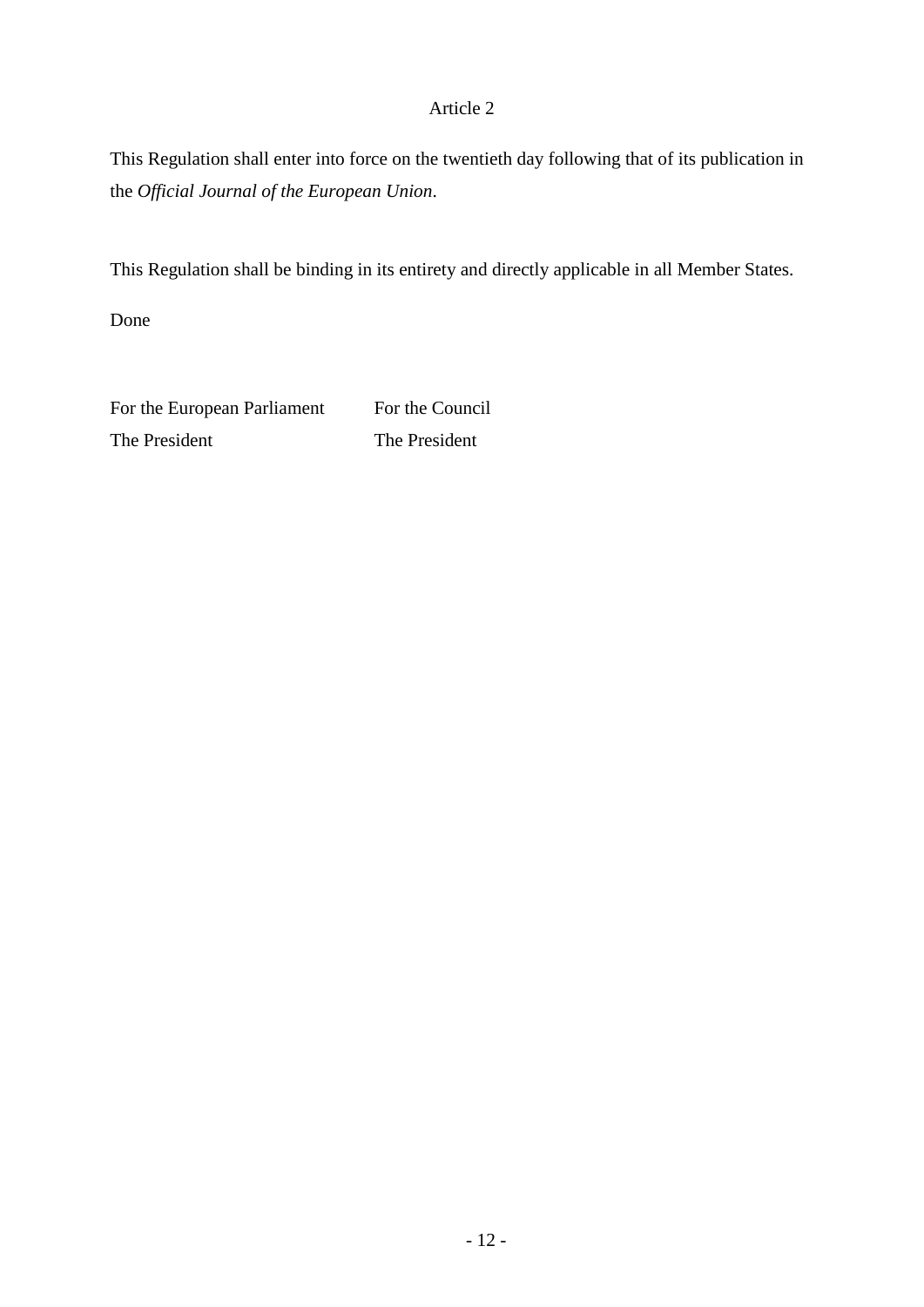Article 2

This Regulation shall enter into force on the twentieth day following that of its publication in the *Official Journal of the European Union*.

This Regulation shall be binding in its entirety and directly applicable in all Member States.

Done

| | |
|---|---|
| For the European Parliament | For the Council |
| The President | The President |